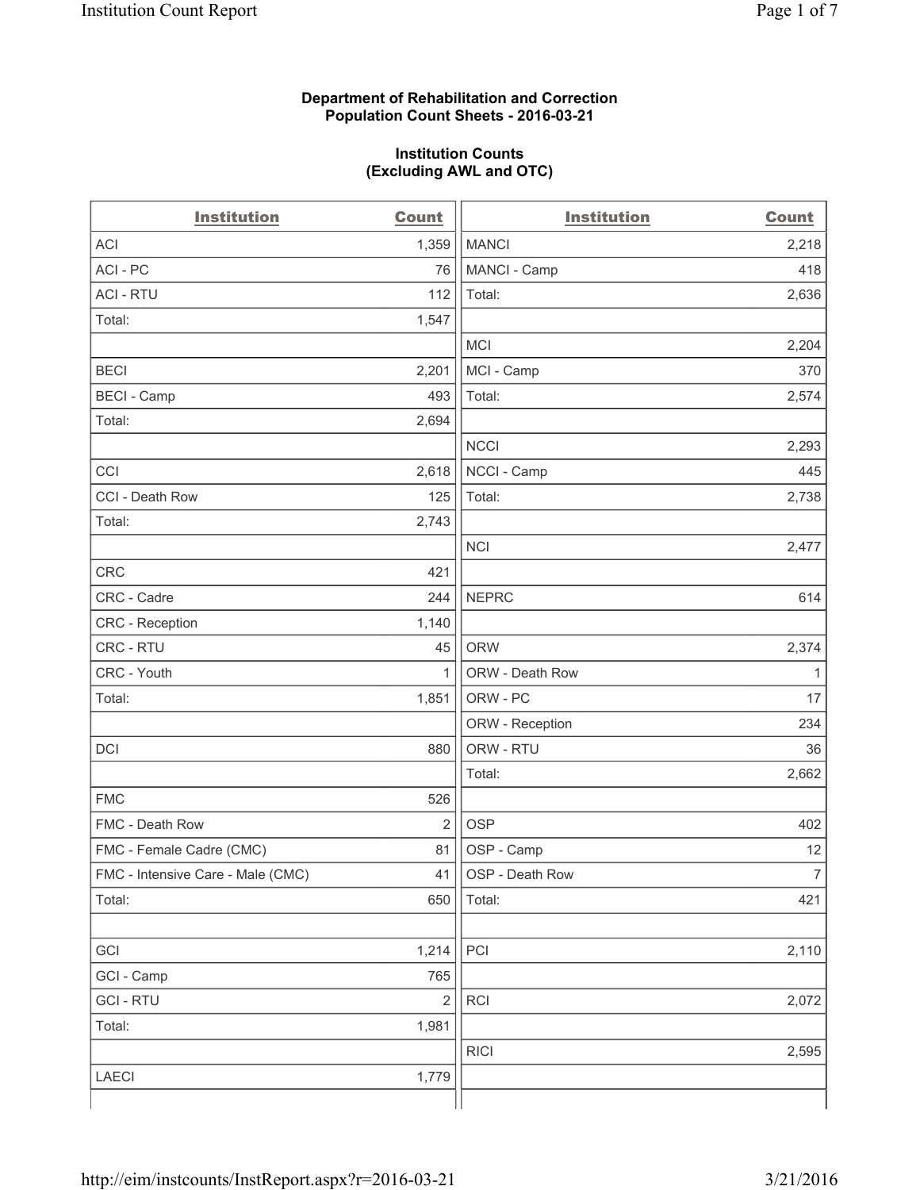**Department of Rehabilitation and Correction**
**Population Count Sheets - 2016-03-21**

**Institution Counts**
**(Excluding AWL and OTC)**

| Institution | Count |
|---|---|
| ACI | 1,359 |
| ACI - PC | 76 |
| ACI - RTU | 112 |
| Total: | 1,547 |
| | |
| BECI | 2,201 |
| BECI - Camp | 493 |
| Total: | 2,694 |
| | |
| CCI | 2,618 |
| CCI - Death Row | 125 |
| Total: | 2,743 |
| | |
| CRC | 421 |
| CRC - Cadre | 244 |
| CRC - Reception | 1,140 |
| CRC - RTU | 45 |
| CRC - Youth | 1 |
| Total: | 1,851 |
| | |
| DCI | 880 |
| | |
| FMC | 526 |
| FMC - Death Row | 2 |
| FMC - Female Cadre (CMC) | 81 |
| FMC - Intensive Care - Male (CMC) | 41 |
| Total: | 650 |
| | |
| GCI | 1,214 |
| GCI - Camp | 765 |
| GCI - RTU | 2 |
| Total: | 1,981 |
| | |
| LAECI | 1,779 |
| | |
| MANCI | 2,218 |
| MANCI - Camp | 418 |
| Total: | 2,636 |
| | |
| MCI | 2,204 |
| MCI - Camp | 370 |
| Total: | 2,574 |
| | |
| NCCI | 2,293 |
| NCCI - Camp | 445 |
| Total: | 2,738 |
| | |
| NCI | 2,477 |
| | |
| NEPRC | 614 |
| | |
| ORW | 2,374 |
| ORW - Death Row | 1 |
| ORW - PC | 17 |
| ORW - Reception | 234 |
| ORW - RTU | 36 |
| Total: | 2,662 |
| | |
| OSP | 402 |
| OSP - Camp | 12 |
| OSP - Death Row | 7 |
| Total: | 421 |
| | |
| PCI | 2,110 |
| | |
| RCI | 2,072 |
| | |
| RICI | 2,595 |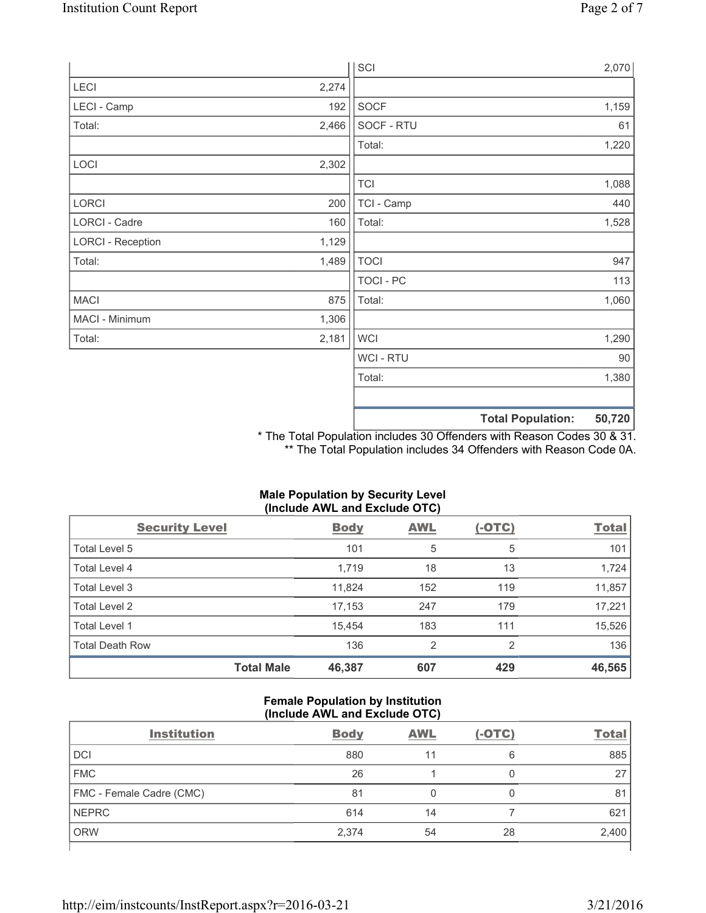| | |
|---|---|
| LECI | 2,274 |
| LECI - Camp | 192 |
| Total: | 2,466 |
| | |
| LOCI | 2,302 |
| | |
| LORCI | 200 |
| LORCI - Cadre | 160 |
| LORCI - Reception | 1,129 |
| Total: | 1,489 |
| | |
| MACI | 875 |
| MACI - Minimum | 1,306 |
| Total: | 2,181 |

| | |
|---|---|
| SCI | 2,070 |
| | |
| SOCF | 1,159 |
| SOCF - RTU | 61 |
| Total: | 1,220 |
| | |
| TCI | 1,088 |
| TCI - Camp | 440 |
| Total: | 1,528 |
| | |
| TOCI | 947 |
| TOCI - PC | 113 |
| Total: | 1,060 |
| | |
| WCI | 1,290 |
| WCI - RTU | 90 |
| Total: | 1,380 |
| | |
| **Total Population:** | **50,720** |

* The Total Population includes 30 Offenders with Reason Codes 30 & 31.
** The Total Population includes 34 Offenders with Reason Code 0A.

**Male Population by Security Level (Include AWL and Exclude OTC)**

| Security Level | Body | AWL | (-OTC) | Total |
|---|---|---|---|---|
| Total Level 5 | 101 | 5 | 5 | 101 |
| Total Level 4 | 1,719 | 18 | 13 | 1,724 |
| Total Level 3 | 11,824 | 152 | 119 | 11,857 |
| Total Level 2 | 17,153 | 247 | 179 | 17,221 |
| Total Level 1 | 15,454 | 183 | 111 | 15,526 |
| Total Death Row | 136 | 2 | 2 | 136 |
| **Total Male** | **46,387** | **607** | **429** | **46,565** |

**Female Population by Institution (Include AWL and Exclude OTC)**

| Institution | Body | AWL | (-OTC) | Total |
|---|---|---|---|---|
| DCI | 880 | 11 | 6 | 885 |
| FMC | 26 | 1 | 0 | 27 |
| FMC - Female Cadre (CMC) | 81 | 0 | 0 | 81 |
| NEPRC | 614 | 14 | 7 | 621 |
| ORW | 2,374 | 54 | 28 | 2,400 |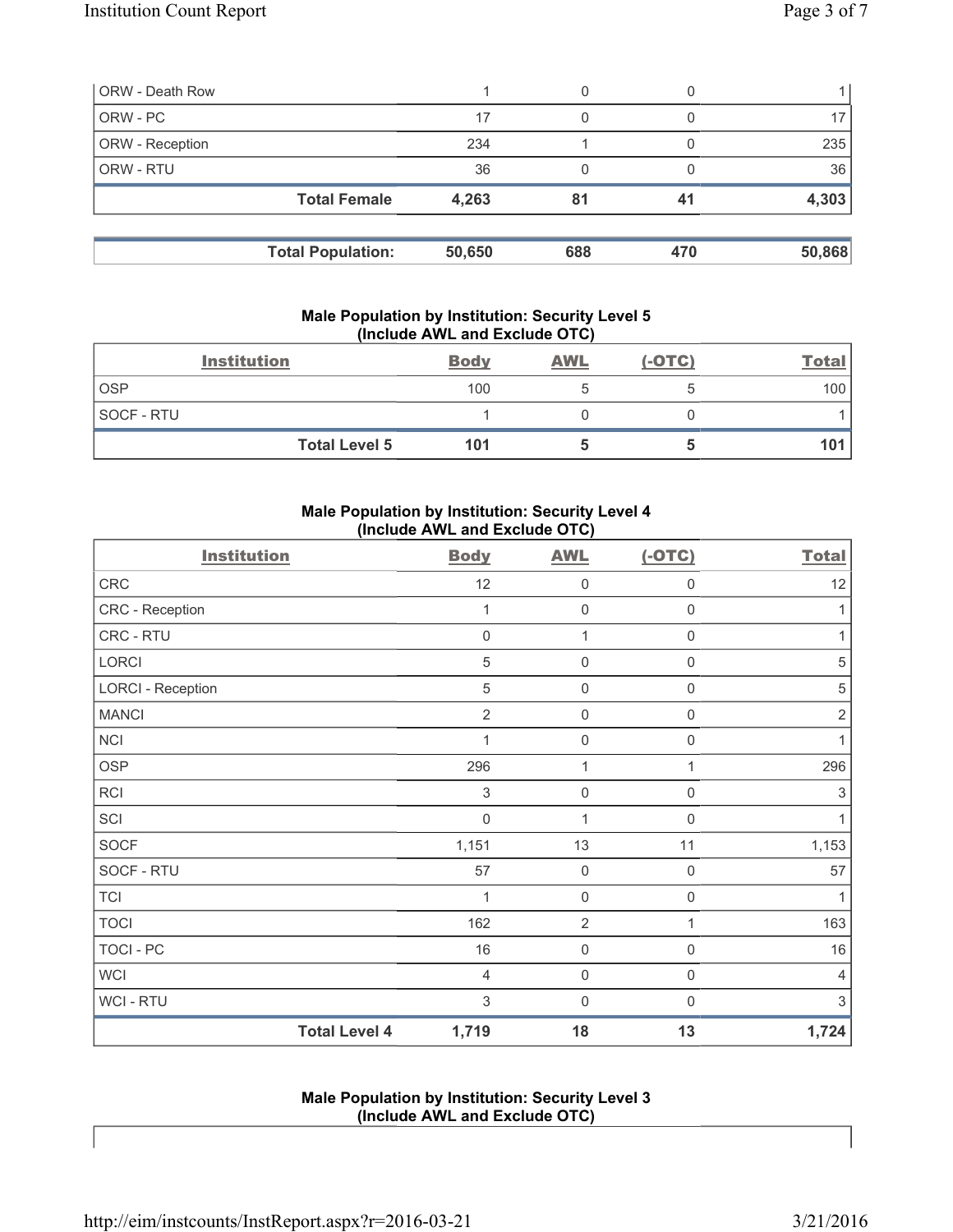| | | | | |
|---|---|---|---|---|
| ORW - Death Row | 1 | 0 | 0 | 1 |
| ORW - PC | 17 | 0 | 0 | 17 |
| ORW - Reception | 234 | 1 | 0 | 235 |
| ORW - RTU | 36 | 0 | 0 | 36 |
| **Total Female** | **4,263** | **81** | **41** | **4,303** |

| | | | | |
|---|---|---|---|---|
| **Total Population:** | **50,650** | **688** | **470** | **50,868** |

### Male Population by Institution: Security Level 5 (Include AWL and Exclude OTC)

| Institution | Body | AWL | (-OTC) | Total |
|---|---|---|---|---|
| OSP | 100 | 5 | 5 | 100 |
| SOCF - RTU | 1 | 0 | 0 | 1 |
| **Total Level 5** | **101** | **5** | **5** | **101** |

### Male Population by Institution: Security Level 4 (Include AWL and Exclude OTC)

| Institution | Body | AWL | (-OTC) | Total |
|---|---|---|---|---|
| CRC | 12 | 0 | 0 | 12 |
| CRC - Reception | 1 | 0 | 0 | 1 |
| CRC - RTU | 0 | 1 | 0 | 1 |
| LORCI | 5 | 0 | 0 | 5 |
| LORCI - Reception | 5 | 0 | 0 | 5 |
| MANCI | 2 | 0 | 0 | 2 |
| NCI | 1 | 0 | 0 | 1 |
| OSP | 296 | 1 | 1 | 296 |
| RCI | 3 | 0 | 0 | 3 |
| SCI | 0 | 1 | 0 | 1 |
| SOCF | 1,151 | 13 | 11 | 1,153 |
| SOCF - RTU | 57 | 0 | 0 | 57 |
| TCI | 1 | 0 | 0 | 1 |
| TOCI | 162 | 2 | 1 | 163 |
| TOCI - PC | 16 | 0 | 0 | 16 |
| WCI | 4 | 0 | 0 | 4 |
| WCI - RTU | 3 | 0 | 0 | 3 |
| **Total Level 4** | **1,719** | **18** | **13** | **1,724** |

### Male Population by Institution: Security Level 3 (Include AWL and Exclude OTC)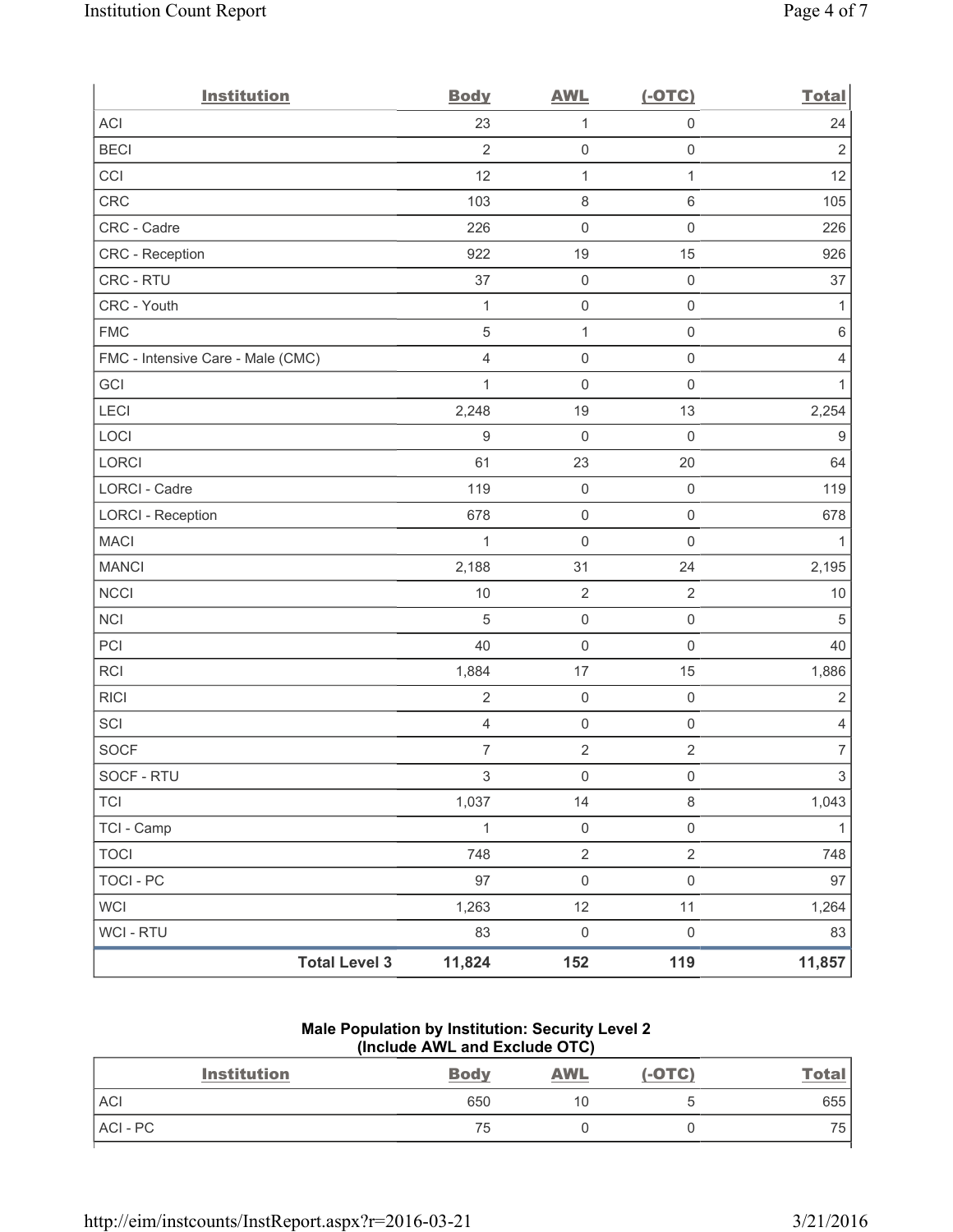| Institution | Body | AWL | (-OTC) | Total |
|---|---|---|---|---|
| ACI | 23 | 1 | 0 | 24 |
| BECI | 2 | 0 | 0 | 2 |
| CCI | 12 | 1 | 1 | 12 |
| CRC | 103 | 8 | 6 | 105 |
| CRC - Cadre | 226 | 0 | 0 | 226 |
| CRC - Reception | 922 | 19 | 15 | 926 |
| CRC - RTU | 37 | 0 | 0 | 37 |
| CRC - Youth | 1 | 0 | 0 | 1 |
| FMC | 5 | 1 | 0 | 6 |
| FMC - Intensive Care - Male (CMC) | 4 | 0 | 0 | 4 |
| GCI | 1 | 0 | 0 | 1 |
| LECI | 2,248 | 19 | 13 | 2,254 |
| LOCI | 9 | 0 | 0 | 9 |
| LORCI | 61 | 23 | 20 | 64 |
| LORCI - Cadre | 119 | 0 | 0 | 119 |
| LORCI - Reception | 678 | 0 | 0 | 678 |
| MACI | 1 | 0 | 0 | 1 |
| MANCI | 2,188 | 31 | 24 | 2,195 |
| NCCI | 10 | 2 | 2 | 10 |
| NCI | 5 | 0 | 0 | 5 |
| PCI | 40 | 0 | 0 | 40 |
| RCI | 1,884 | 17 | 15 | 1,886 |
| RICI | 2 | 0 | 0 | 2 |
| SCI | 4 | 0 | 0 | 4 |
| SOCF | 7 | 2 | 2 | 7 |
| SOCF - RTU | 3 | 0 | 0 | 3 |
| TCI | 1,037 | 14 | 8 | 1,043 |
| TCI - Camp | 1 | 0 | 0 | 1 |
| TOCI | 748 | 2 | 2 | 748 |
| TOCI - PC | 97 | 0 | 0 | 97 |
| WCI | 1,263 | 12 | 11 | 1,264 |
| WCI - RTU | 83 | 0 | 0 | 83 |
| **Total Level 3** | **11,824** | **152** | **119** | **11,857** |

**Male Population by Institution: Security Level 2 (Include AWL and Exclude OTC)**

| Institution | Body | AWL | (-OTC) | Total |
|---|---|---|---|---|
| ACI | 650 | 10 | 5 | 655 |
| ACI - PC | 75 | 0 | 0 | 75 |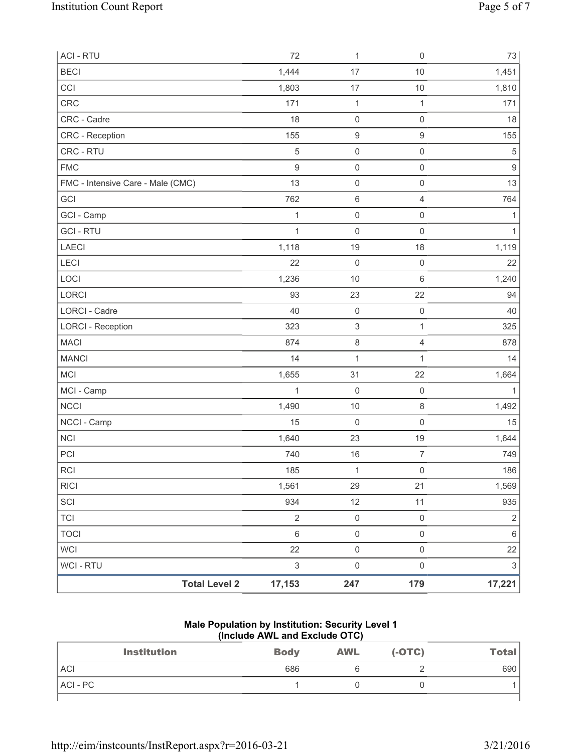| | | | | |
|---|---|---|---|---|
| ACI - RTU | 72 | 1 | 0 | 73 |
| BECI | 1,444 | 17 | 10 | 1,451 |
| CCI | 1,803 | 17 | 10 | 1,810 |
| CRC | 171 | 1 | 1 | 171 |
| CRC - Cadre | 18 | 0 | 0 | 18 |
| CRC - Reception | 155 | 9 | 9 | 155 |
| CRC - RTU | 5 | 0 | 0 | 5 |
| FMC | 9 | 0 | 0 | 9 |
| FMC - Intensive Care - Male (CMC) | 13 | 0 | 0 | 13 |
| GCI | 762 | 6 | 4 | 764 |
| GCI - Camp | 1 | 0 | 0 | 1 |
| GCI - RTU | 1 | 0 | 0 | 1 |
| LAECI | 1,118 | 19 | 18 | 1,119 |
| LECI | 22 | 0 | 0 | 22 |
| LOCI | 1,236 | 10 | 6 | 1,240 |
| LORCI | 93 | 23 | 22 | 94 |
| LORCI - Cadre | 40 | 0 | 0 | 40 |
| LORCI - Reception | 323 | 3 | 1 | 325 |
| MACI | 874 | 8 | 4 | 878 |
| MANCI | 14 | 1 | 1 | 14 |
| MCI | 1,655 | 31 | 22 | 1,664 |
| MCI - Camp | 1 | 0 | 0 | 1 |
| NCCI | 1,490 | 10 | 8 | 1,492 |
| NCCI - Camp | 15 | 0 | 0 | 15 |
| NCI | 1,640 | 23 | 19 | 1,644 |
| PCI | 740 | 16 | 7 | 749 |
| RCI | 185 | 1 | 0 | 186 |
| RICI | 1,561 | 29 | 21 | 1,569 |
| SCI | 934 | 12 | 11 | 935 |
| TCI | 2 | 0 | 0 | 2 |
| TOCI | 6 | 0 | 0 | 6 |
| WCI | 22 | 0 | 0 | 22 |
| WCI - RTU | 3 | 0 | 0 | 3 |
| **Total Level 2** | **17,153** | **247** | **179** | **17,221** |

### Male Population by Institution: Security Level 1 (Include AWL and Exclude OTC)

| Institution | Body | AWL | (-OTC) | Total |
|---|---|---|---|---|
| ACI | 686 | 6 | 2 | 690 |
| ACI - PC | 1 | 0 | 0 | 1 |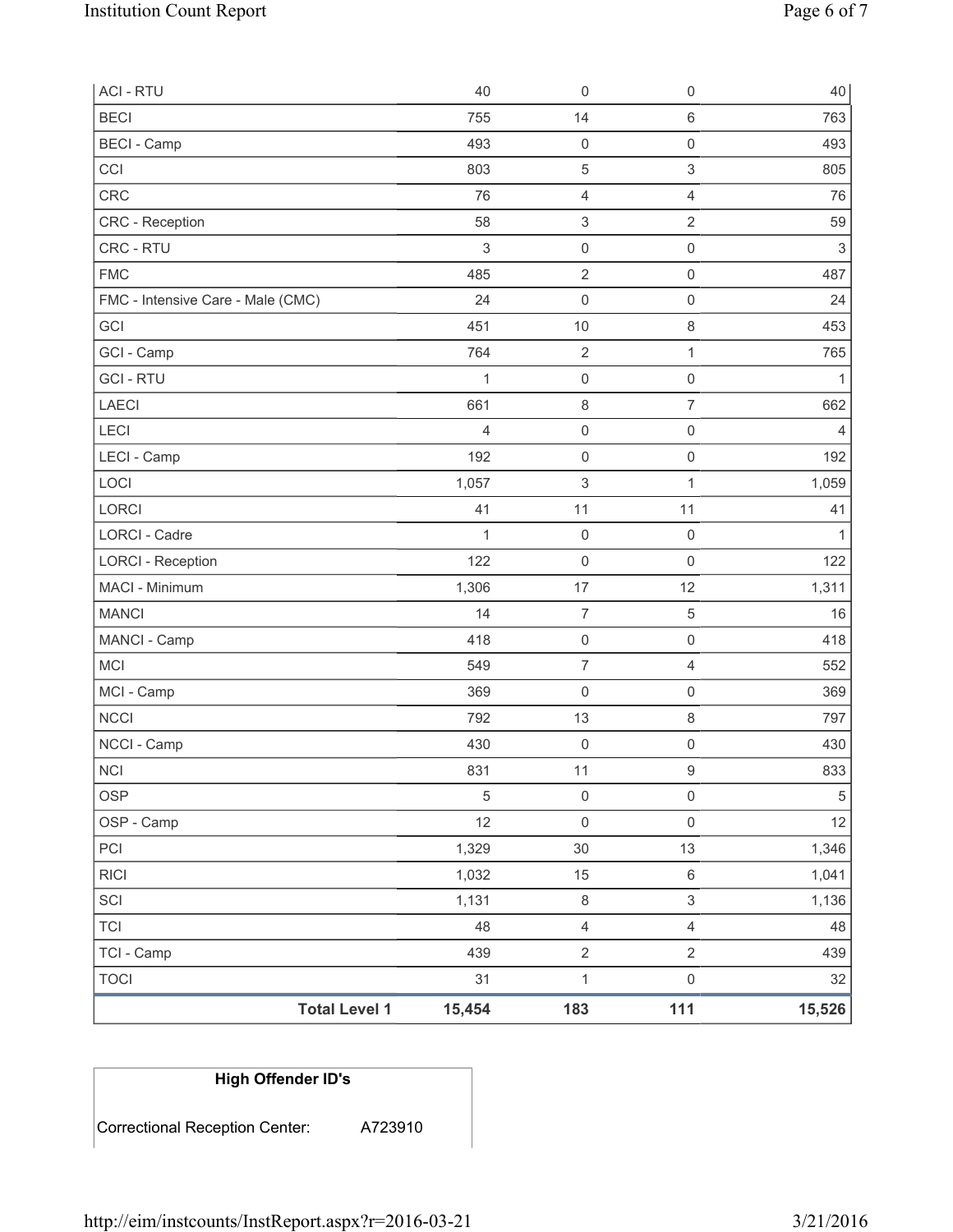| ACI - RTU | 40 | 0 | 0 | 40 |
|---|---|---|---|---|
| BECI | 755 | 14 | 6 | 763 |
| BECI - Camp | 493 | 0 | 0 | 493 |
| CCI | 803 | 5 | 3 | 805 |
| CRC | 76 | 4 | 4 | 76 |
| CRC - Reception | 58 | 3 | 2 | 59 |
| CRC - RTU | 3 | 0 | 0 | 3 |
| FMC | 485 | 2 | 0 | 487 |
| FMC - Intensive Care - Male (CMC) | 24 | 0 | 0 | 24 |
| GCI | 451 | 10 | 8 | 453 |
| GCI - Camp | 764 | 2 | 1 | 765 |
| GCI - RTU | 1 | 0 | 0 | 1 |
| LAECI | 661 | 8 | 7 | 662 |
| LECI | 4 | 0 | 0 | 4 |
| LECI - Camp | 192 | 0 | 0 | 192 |
| LOCI | 1,057 | 3 | 1 | 1,059 |
| LORCI | 41 | 11 | 11 | 41 |
| LORCI - Cadre | 1 | 0 | 0 | 1 |
| LORCI - Reception | 122 | 0 | 0 | 122 |
| MACI - Minimum | 1,306 | 17 | 12 | 1,311 |
| MANCI | 14 | 7 | 5 | 16 |
| MANCI - Camp | 418 | 0 | 0 | 418 |
| MCI | 549 | 7 | 4 | 552 |
| MCI - Camp | 369 | 0 | 0 | 369 |
| NCCI | 792 | 13 | 8 | 797 |
| NCCI - Camp | 430 | 0 | 0 | 430 |
| NCI | 831 | 11 | 9 | 833 |
| OSP | 5 | 0 | 0 | 5 |
| OSP - Camp | 12 | 0 | 0 | 12 |
| PCI | 1,329 | 30 | 13 | 1,346 |
| RICI | 1,032 | 15 | 6 | 1,041 |
| SCI | 1,131 | 8 | 3 | 1,136 |
| TCI | 48 | 4 | 4 | 48 |
| TCI - Camp | 439 | 2 | 2 | 439 |
| TOCI | 31 | 1 | 0 | 32 |
| **Total Level 1** | **15,454** | **183** | **111** | **15,526** |

| High Offender ID's | |
|---|---|
| Correctional Reception Center: | A723910 |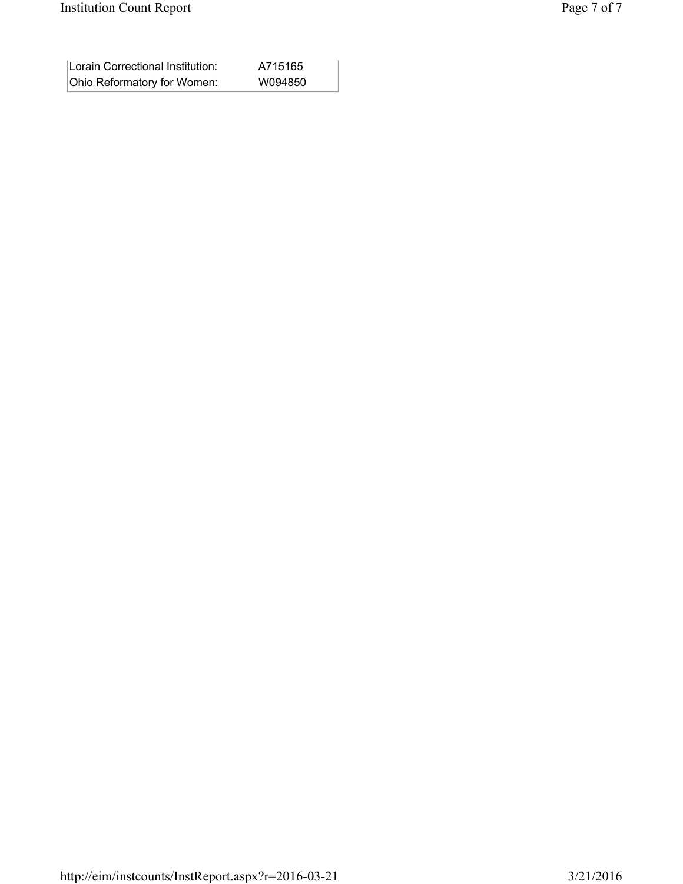| | |
|---|---|
| Lorain Correctional Institution: | A715165 |
| Ohio Reformatory for Women: | W094850 |